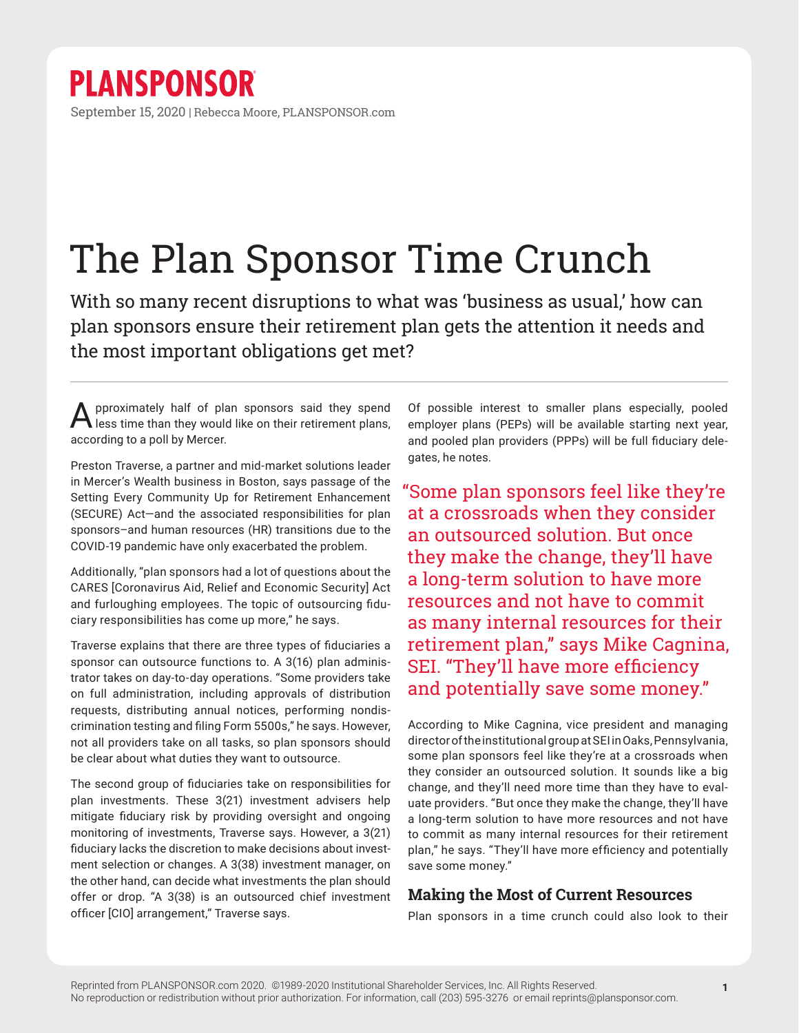PLANSPONSOR

September 15, 2020 | Rebecca Moore, PLANSPONSOR.com

# The Plan Sponsor Time Crunch

With so many recent disruptions to what was 'business as usual,' how can plan sponsors ensure their retirement plan gets the attention it needs and the most important obligations get met?

---

Approximately half of plan sponsors said they spend less time than they would like on their retirement plans, according to a poll by Mercer.

Preston Traverse, a partner and mid-market solutions leader in Mercer's Wealth business in Boston, says passage of the Setting Every Community Up for Retirement Enhancement (SECURE) Act—and the associated responsibilities for plan sponsors–and human resources (HR) transitions due to the COVID-19 pandemic have only exacerbated the problem.

Additionally, "plan sponsors had a lot of questions about the CARES [Coronavirus Aid, Relief and Economic Security] Act and furloughing employees. The topic of outsourcing fiduciary responsibilities has come up more," he says.

Traverse explains that there are three types of fiduciaries a sponsor can outsource functions to. A 3(16) plan administrator takes on day-to-day operations. "Some providers take on full administration, including approvals of distribution requests, distributing annual notices, performing nondiscrimination testing and filing Form 5500s," he says. However, not all providers take on all tasks, so plan sponsors should be clear about what duties they want to outsource.

The second group of fiduciaries take on responsibilities for plan investments. These 3(21) investment advisers help mitigate fiduciary risk by providing oversight and ongoing monitoring of investments, Traverse says. However, a 3(21) fiduciary lacks the discretion to make decisions about investment selection or changes. A 3(38) investment manager, on the other hand, can decide what investments the plan should offer or drop. "A 3(38) is an outsourced chief investment officer [CIO] arrangement," Traverse says.

Of possible interest to smaller plans especially, pooled employer plans (PEPs) will be available starting next year, and pooled plan providers (PPPs) will be full fiduciary delegates, he notes.

> "Some plan sponsors feel like they're at a crossroads when they consider an outsourced solution. But once they make the change, they'll have a long-term solution to have more resources and not have to commit as many internal resources for their retirement plan," says Mike Cagnina, SEI. "They'll have more efficiency and potentially save some money."

According to Mike Cagnina, vice president and managing director of the institutional group at SEI in Oaks, Pennsylvania, some plan sponsors feel like they're at a crossroads when they consider an outsourced solution. It sounds like a big change, and they'll need more time than they have to evaluate providers. "But once they make the change, they'll have a long-term solution to have more resources and not have to commit as many internal resources for their retirement plan," he says. "They'll have more efficiency and potentially save some money."

### Making the Most of Current Resources

Plan sponsors in a time crunch could also look to their

Reprinted from PLANSPONSOR.com 2020. ©1989-2020 Institutional Shareholder Services, Inc. All Rights Reserved.
No reproduction or redistribution without prior authorization. For information, call (203) 595-3276 or email reprints@plansponsor.com.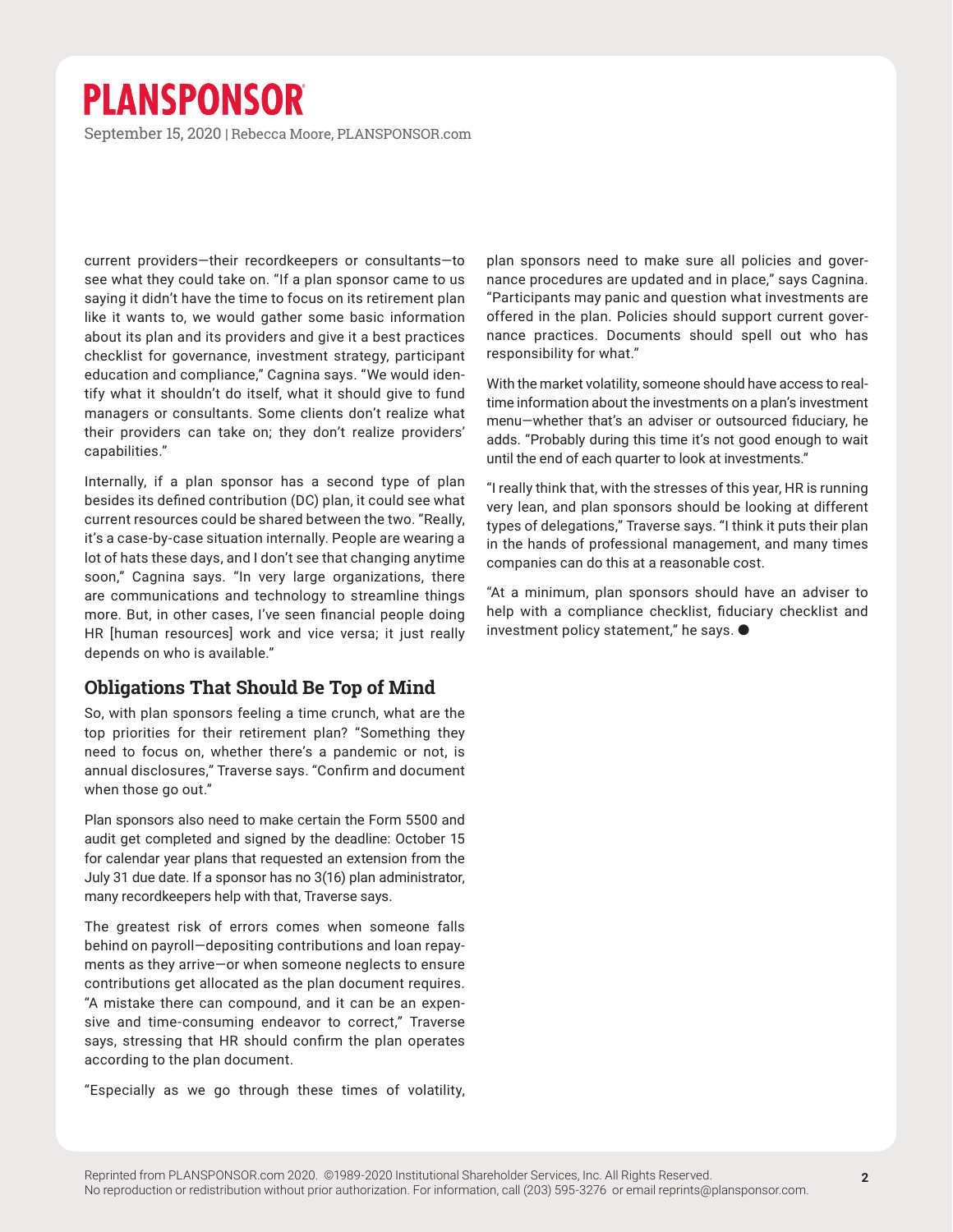current providers—their recordkeepers or consultants—to see what they could take on. "If a plan sponsor came to us saying it didn't have the time to focus on its retirement plan like it wants to, we would gather some basic information about its plan and its providers and give it a best practices checklist for governance, investment strategy, participant education and compliance," Cagnina says. "We would identify what it shouldn't do itself, what it should give to fund managers or consultants. Some clients don't realize what their providers can take on; they don't realize providers' capabilities."

Internally, if a plan sponsor has a second type of plan besides its defined contribution (DC) plan, it could see what current resources could be shared between the two. "Really, it's a case-by-case situation internally. People are wearing a lot of hats these days, and I don't see that changing anytime soon," Cagnina says. "In very large organizations, there are communications and technology to streamline things more. But, in other cases, I've seen financial people doing HR [human resources] work and vice versa; it just really depends on who is available."

## Obligations That Should Be Top of Mind

So, with plan sponsors feeling a time crunch, what are the top priorities for their retirement plan? "Something they need to focus on, whether there's a pandemic or not, is annual disclosures," Traverse says. "Confirm and document when those go out."

Plan sponsors also need to make certain the Form 5500 and audit get completed and signed by the deadline: October 15 for calendar year plans that requested an extension from the July 31 due date. If a sponsor has no 3(16) plan administrator, many recordkeepers help with that, Traverse says.

The greatest risk of errors comes when someone falls behind on payroll—depositing contributions and loan repayments as they arrive—or when someone neglects to ensure contributions get allocated as the plan document requires. "A mistake there can compound, and it can be an expensive and time-consuming endeavor to correct," Traverse says, stressing that HR should confirm the plan operates according to the plan document.

"Especially as we go through these times of volatility, plan sponsors need to make sure all policies and governance procedures are updated and in place," says Cagnina. "Participants may panic and question what investments are offered in the plan. Policies should support current governance practices. Documents should spell out who has responsibility for what."

With the market volatility, someone should have access to real-time information about the investments on a plan's investment menu—whether that's an adviser or outsourced fiduciary, he adds. "Probably during this time it's not good enough to wait until the end of each quarter to look at investments."

"I really think that, with the stresses of this year, HR is running very lean, and plan sponsors should be looking at different types of delegations," Traverse says. "I think it puts their plan in the hands of professional management, and many times companies can do this at a reasonable cost.

"At a minimum, plan sponsors should have an adviser to help with a compliance checklist, fiduciary checklist and investment policy statement," he says. ●